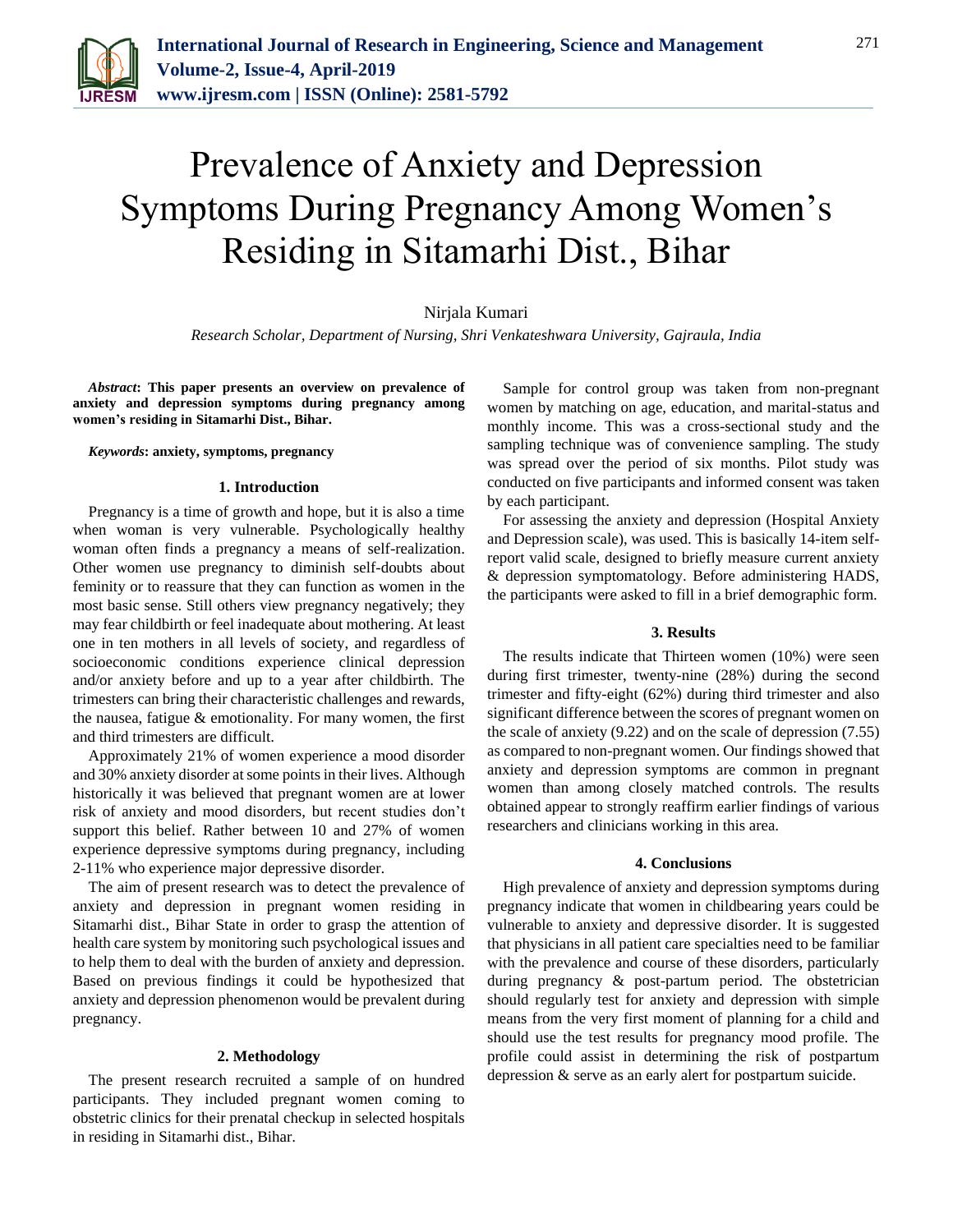# Prevalence of Anxiety and Depression Symptoms During Pregnancy Among Women's Residing in Sitamarhi Dist., Bihar

Nirjala Kumari

*Research Scholar, Department of Nursing, Shri Venkateshwara University, Gajraula, India*

***Abstract*: This paper presents an overview on prevalence of anxiety and depression symptoms during pregnancy among women's residing in Sitamarhi Dist., Bihar.**

***Keywords*: anxiety, symptoms, pregnancy**

## 1. Introduction

Pregnancy is a time of growth and hope, but it is also a time when woman is very vulnerable. Psychologically healthy woman often finds a pregnancy a means of self-realization. Other women use pregnancy to diminish self-doubts about feminity or to reassure that they can function as women in the most basic sense. Still others view pregnancy negatively; they may fear childbirth or feel inadequate about mothering. At least one in ten mothers in all levels of society, and regardless of socioeconomic conditions experience clinical depression and/or anxiety before and up to a year after childbirth. The trimesters can bring their characteristic challenges and rewards, the nausea, fatigue & emotionality. For many women, the first and third trimesters are difficult.

Approximately 21% of women experience a mood disorder and 30% anxiety disorder at some points in their lives. Although historically it was believed that pregnant women are at lower risk of anxiety and mood disorders, but recent studies don't support this belief. Rather between 10 and 27% of women experience depressive symptoms during pregnancy, including 2-11% who experience major depressive disorder.

The aim of present research was to detect the prevalence of anxiety and depression in pregnant women residing in Sitamarhi dist., Bihar State in order to grasp the attention of health care system by monitoring such psychological issues and to help them to deal with the burden of anxiety and depression. Based on previous findings it could be hypothesized that anxiety and depression phenomenon would be prevalent during pregnancy.

## 2. Methodology

The present research recruited a sample of on hundred participants. They included pregnant women coming to obstetric clinics for their prenatal checkup in selected hospitals in residing in Sitamarhi dist., Bihar.

Sample for control group was taken from non-pregnant women by matching on age, education, and marital-status and monthly income. This was a cross-sectional study and the sampling technique was of convenience sampling. The study was spread over the period of six months. Pilot study was conducted on five participants and informed consent was taken by each participant.

For assessing the anxiety and depression (Hospital Anxiety and Depression scale), was used. This is basically 14-item self-report valid scale, designed to briefly measure current anxiety & depression symptomatology. Before administering HADS, the participants were asked to fill in a brief demographic form.

## 3. Results

The results indicate that Thirteen women (10%) were seen during first trimester, twenty-nine (28%) during the second trimester and fifty-eight (62%) during third trimester and also significant difference between the scores of pregnant women on the scale of anxiety (9.22) and on the scale of depression (7.55) as compared to non-pregnant women. Our findings showed that anxiety and depression symptoms are common in pregnant women than among closely matched controls. The results obtained appear to strongly reaffirm earlier findings of various researchers and clinicians working in this area.

## 4. Conclusions

High prevalence of anxiety and depression symptoms during pregnancy indicate that women in childbearing years could be vulnerable to anxiety and depressive disorder. It is suggested that physicians in all patient care specialties need to be familiar with the prevalence and course of these disorders, particularly during pregnancy & post-partum period. The obstetrician should regularly test for anxiety and depression with simple means from the very first moment of planning for a child and should use the test results for pregnancy mood profile. The profile could assist in determining the risk of postpartum depression & serve as an early alert for postpartum suicide.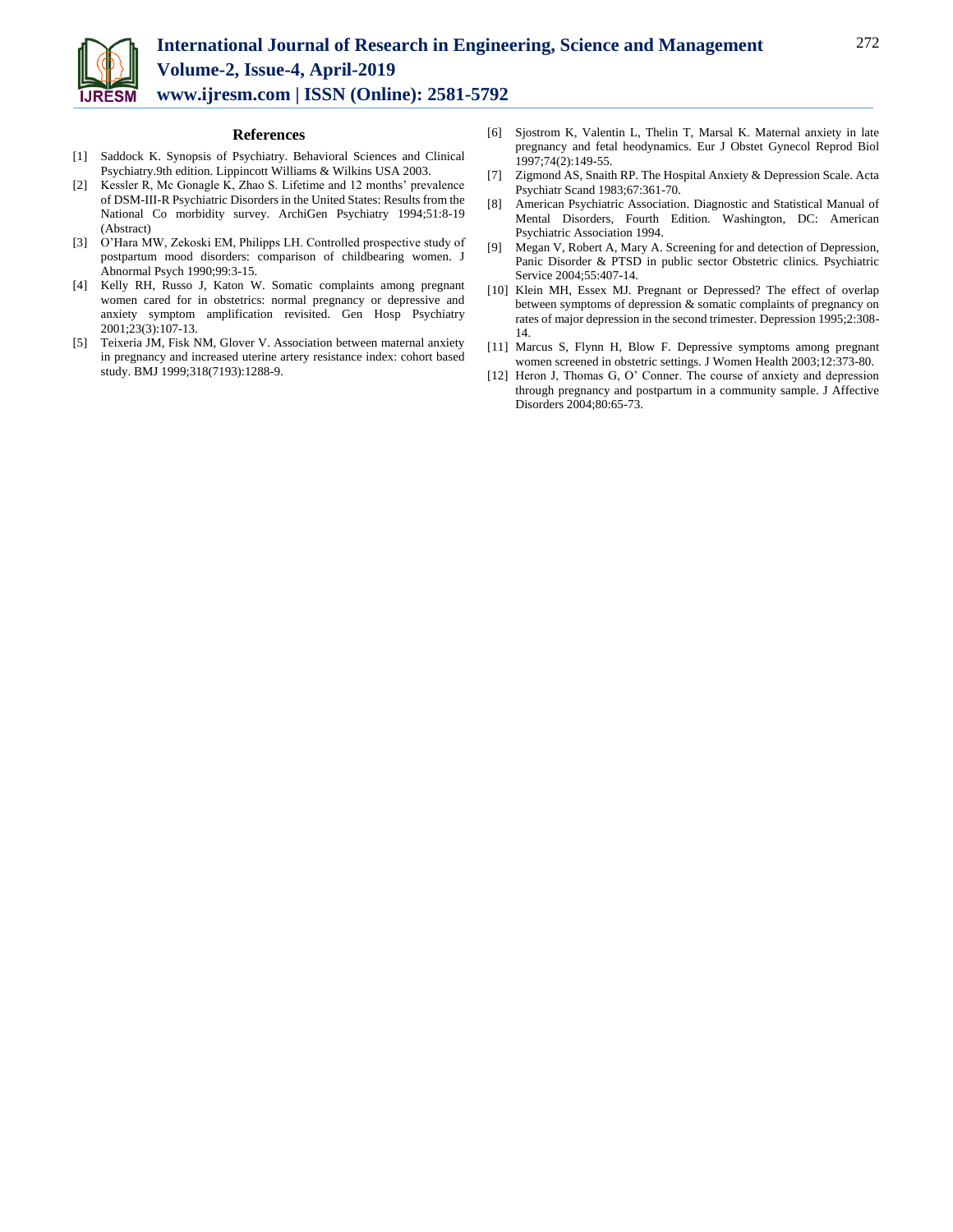## References

[1] Saddock K. Synopsis of Psychiatry. Behavioral Sciences and Clinical Psychiatry.9th edition. Lippincott Williams & Wilkins USA 2003.

[2] Kessler R, Mc Gonagle K, Zhao S. Lifetime and 12 months' prevalence of DSM-III-R Psychiatric Disorders in the United States: Results from the National Co morbidity survey. ArchiGen Psychiatry 1994;51:8-19 (Abstract)

[3] O'Hara MW, Zekoski EM, Philipps LH. Controlled prospective study of postpartum mood disorders: comparison of childbearing women. J Abnormal Psych 1990;99:3-15.

[4] Kelly RH, Russo J, Katon W. Somatic complaints among pregnant women cared for in obstetrics: normal pregnancy or depressive and anxiety symptom amplification revisited. Gen Hosp Psychiatry 2001;23(3):107-13.

[5] Teixeria JM, Fisk NM, Glover V. Association between maternal anxiety in pregnancy and increased uterine artery resistance index: cohort based study. BMJ 1999;318(7193):1288-9.

[6] Sjostrom K, Valentin L, Thelin T, Marsal K. Maternal anxiety in late pregnancy and fetal heodynamics. Eur J Obstet Gynecol Reprod Biol 1997;74(2):149-55.

[7] Zigmond AS, Snaith RP. The Hospital Anxiety & Depression Scale. Acta Psychiatr Scand 1983;67:361-70.

[8] American Psychiatric Association. Diagnostic and Statistical Manual of Mental Disorders, Fourth Edition. Washington, DC: American Psychiatric Association 1994.

[9] Megan V, Robert A, Mary A. Screening for and detection of Depression, Panic Disorder & PTSD in public sector Obstetric clinics. Psychiatric Service 2004;55:407-14.

[10] Klein MH, Essex MJ. Pregnant or Depressed? The effect of overlap between symptoms of depression & somatic complaints of pregnancy on rates of major depression in the second trimester. Depression 1995;2:308-14.

[11] Marcus S, Flynn H, Blow F. Depressive symptoms among pregnant women screened in obstetric settings. J Women Health 2003;12:373-80.

[12] Heron J, Thomas G, O' Conner. The course of anxiety and depression through pregnancy and postpartum in a community sample. J Affective Disorders 2004;80:65-73.